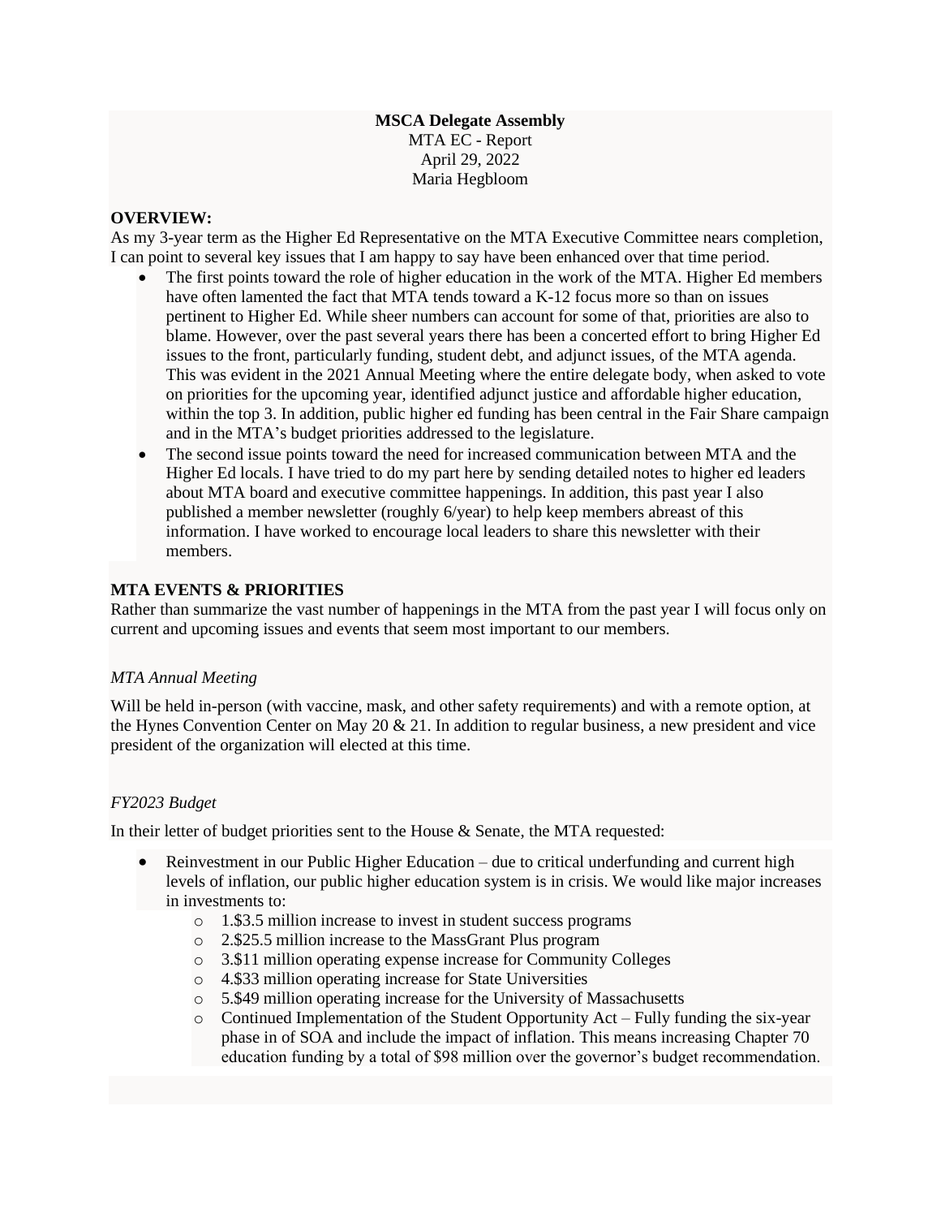**MSCA Delegate Assembly**
MTA EC - Report
April 29, 2022
Maria Hegbloom

**OVERVIEW:**
As my 3-year term as the Higher Ed Representative on the MTA Executive Committee nears completion, I can point to several key issues that I am happy to say have been enhanced over that time period.

- The first points toward the role of higher education in the work of the MTA. Higher Ed members have often lamented the fact that MTA tends toward a K-12 focus more so than on issues pertinent to Higher Ed. While sheer numbers can account for some of that, priorities are also to blame. However, over the past several years there has been a concerted effort to bring Higher Ed issues to the front, particularly funding, student debt, and adjunct issues, of the MTA agenda. This was evident in the 2021 Annual Meeting where the entire delegate body, when asked to vote on priorities for the upcoming year, identified adjunct justice and affordable higher education, within the top 3. In addition, public higher ed funding has been central in the Fair Share campaign and in the MTA's budget priorities addressed to the legislature.
- The second issue points toward the need for increased communication between MTA and the Higher Ed locals. I have tried to do my part here by sending detailed notes to higher ed leaders about MTA board and executive committee happenings. In addition, this past year I also published a member newsletter (roughly 6/year) to help keep members abreast of this information. I have worked to encourage local leaders to share this newsletter with their members.

**MTA EVENTS & PRIORITIES**
Rather than summarize the vast number of happenings in the MTA from the past year I will focus only on current and upcoming issues and events that seem most important to our members.

*MTA Annual Meeting*

Will be held in-person (with vaccine, mask, and other safety requirements) and with a remote option, at the Hynes Convention Center on May 20 & 21. In addition to regular business, a new president and vice president of the organization will elected at this time.

*FY2023 Budget*

In their letter of budget priorities sent to the House & Senate, the MTA requested:

- Reinvestment in our Public Higher Education – due to critical underfunding and current high levels of inflation, our public higher education system is in crisis. We would like major increases in investments to:
  - 1.$3.5 million increase to invest in student success programs
  - 2.$25.5 million increase to the MassGrant Plus program
  - 3.$11 million operating expense increase for Community Colleges
  - 4.$33 million operating increase for State Universities
  - 5.$49 million operating increase for the University of Massachusetts
  - Continued Implementation of the Student Opportunity Act – Fully funding the six-year phase in of SOA and include the impact of inflation. This means increasing Chapter 70 education funding by a total of $98 million over the governor's budget recommendation.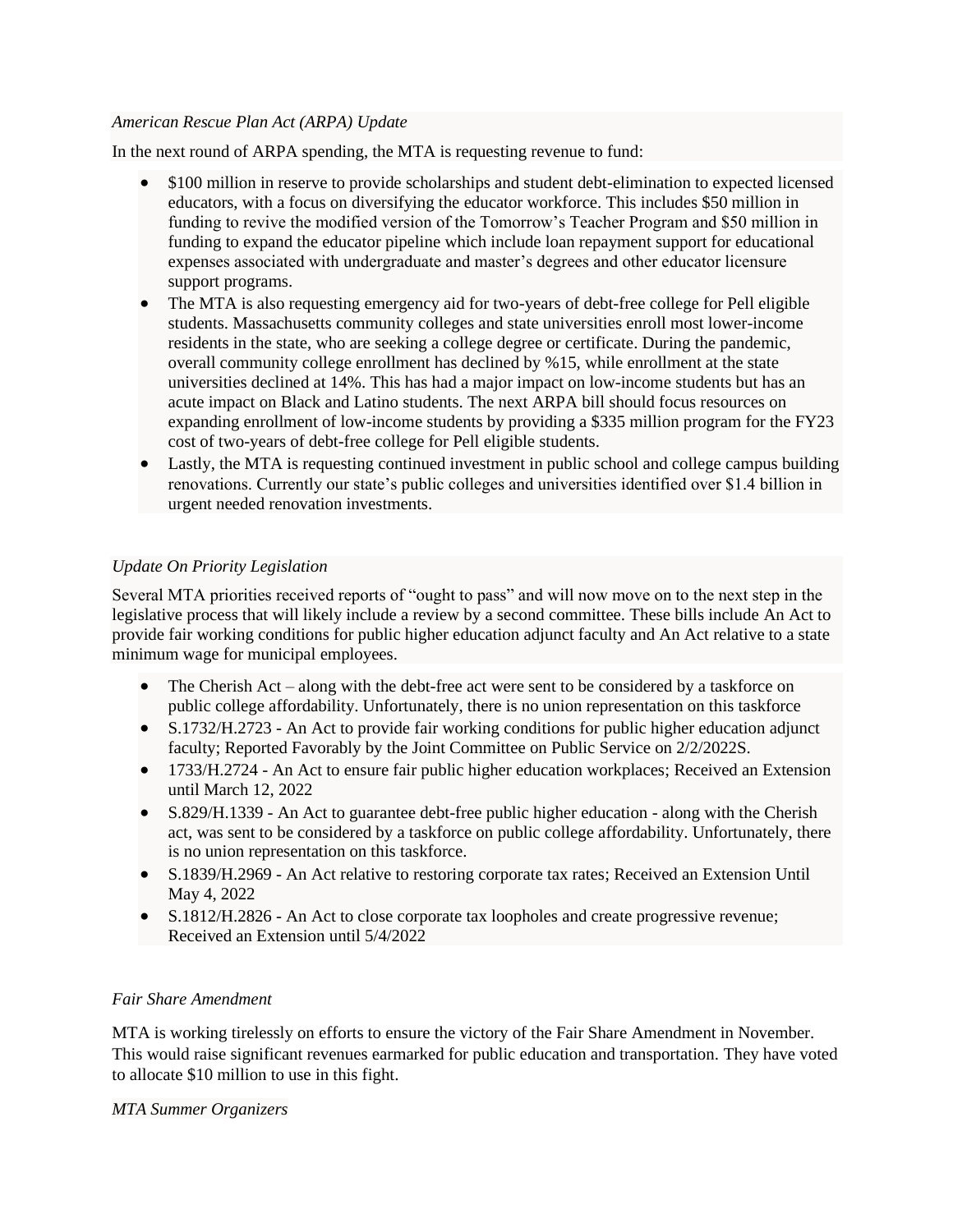*American Rescue Plan Act (ARPA) Update*

In the next round of ARPA spending, the MTA is requesting revenue to fund:

- $100 million in reserve to provide scholarships and student debt-elimination to expected licensed educators, with a focus on diversifying the educator workforce. This includes $50 million in funding to revive the modified version of the Tomorrow's Teacher Program and $50 million in funding to expand the educator pipeline which include loan repayment support for educational expenses associated with undergraduate and master's degrees and other educator licensure support programs.
- The MTA is also requesting emergency aid for two-years of debt-free college for Pell eligible students. Massachusetts community colleges and state universities enroll most lower-income residents in the state, who are seeking a college degree or certificate. During the pandemic, overall community college enrollment has declined by %15, while enrollment at the state universities declined at 14%. This has had a major impact on low-income students but has an acute impact on Black and Latino students. The next ARPA bill should focus resources on expanding enrollment of low-income students by providing a $335 million program for the FY23 cost of two-years of debt-free college for Pell eligible students.
- Lastly, the MTA is requesting continued investment in public school and college campus building renovations. Currently our state's public colleges and universities identified over $1.4 billion in urgent needed renovation investments.

*Update On Priority Legislation*

Several MTA priorities received reports of "ought to pass" and will now move on to the next step in the legislative process that will likely include a review by a second committee. These bills include An Act to provide fair working conditions for public higher education adjunct faculty and An Act relative to a state minimum wage for municipal employees.

- The Cherish Act – along with the debt-free act were sent to be considered by a taskforce on public college affordability. Unfortunately, there is no union representation on this taskforce
- S.1732/H.2723 - An Act to provide fair working conditions for public higher education adjunct faculty; Reported Favorably by the Joint Committee on Public Service on 2/2/2022S.
- 1733/H.2724 - An Act to ensure fair public higher education workplaces; Received an Extension until March 12, 2022
- S.829/H.1339 - An Act to guarantee debt-free public higher education - along with the Cherish act, was sent to be considered by a taskforce on public college affordability. Unfortunately, there is no union representation on this taskforce.
- S.1839/H.2969 - An Act relative to restoring corporate tax rates; Received an Extension Until May 4, 2022
- S.1812/H.2826 - An Act to close corporate tax loopholes and create progressive revenue; Received an Extension until 5/4/2022

*Fair Share Amendment*

MTA is working tirelessly on efforts to ensure the victory of the Fair Share Amendment in November. This would raise significant revenues earmarked for public education and transportation. They have voted to allocate $10 million to use in this fight.

*MTA Summer Organizers*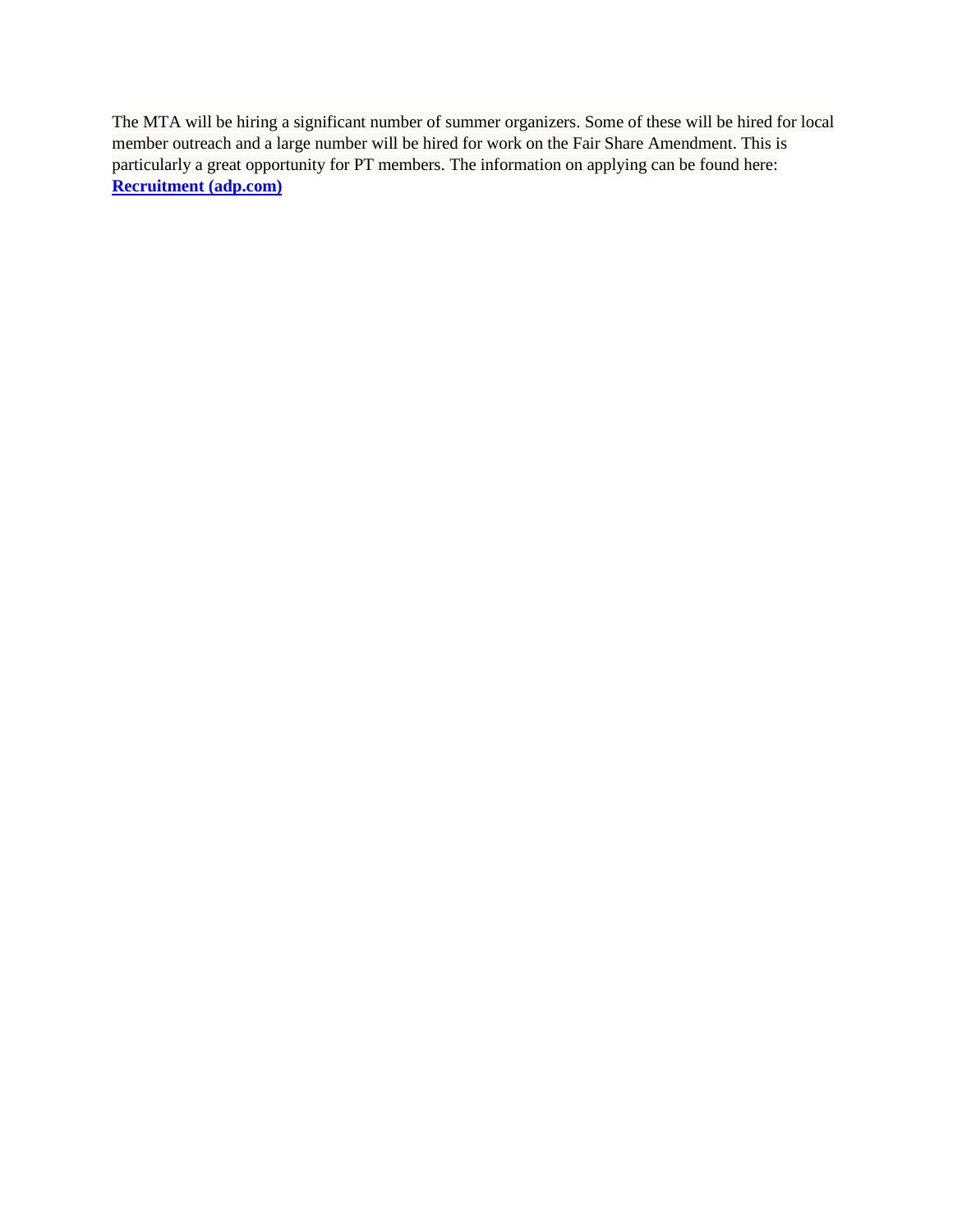The MTA will be hiring a significant number of summer organizers. Some of these will be hired for local member outreach and a large number will be hired for work on the Fair Share Amendment. This is particularly a great opportunity for PT members. The information on applying can be found here: **Recruitment (adp.com)**